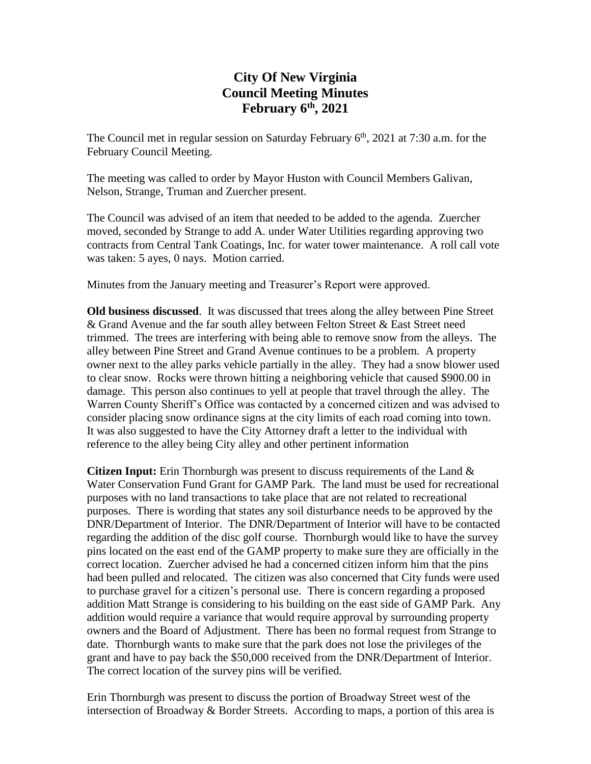# City Of New Virginia
# Council Meeting Minutes
# February 6th, 2021

The Council met in regular session on Saturday February 6th, 2021 at 7:30 a.m. for the February Council Meeting.

The meeting was called to order by Mayor Huston with Council Members Galivan, Nelson, Strange, Truman and Zuercher present.

The Council was advised of an item that needed to be added to the agenda. Zuercher moved, seconded by Strange to add A. under Water Utilities regarding approving two contracts from Central Tank Coatings, Inc. for water tower maintenance. A roll call vote was taken: 5 ayes, 0 nays. Motion carried.

Minutes from the January meeting and Treasurer's Report were approved.

**Old business discussed**. It was discussed that trees along the alley between Pine Street & Grand Avenue and the far south alley between Felton Street & East Street need trimmed. The trees are interfering with being able to remove snow from the alleys. The alley between Pine Street and Grand Avenue continues to be a problem. A property owner next to the alley parks vehicle partially in the alley. They had a snow blower used to clear snow. Rocks were thrown hitting a neighboring vehicle that caused $900.00 in damage. This person also continues to yell at people that travel through the alley. The Warren County Sheriff's Office was contacted by a concerned citizen and was advised to consider placing snow ordinance signs at the city limits of each road coming into town. It was also suggested to have the City Attorney draft a letter to the individual with reference to the alley being City alley and other pertinent information

**Citizen Input:** Erin Thornburgh was present to discuss requirements of the Land & Water Conservation Fund Grant for GAMP Park. The land must be used for recreational purposes with no land transactions to take place that are not related to recreational purposes. There is wording that states any soil disturbance needs to be approved by the DNR/Department of Interior. The DNR/Department of Interior will have to be contacted regarding the addition of the disc golf course. Thornburgh would like to have the survey pins located on the east end of the GAMP property to make sure they are officially in the correct location. Zuercher advised he had a concerned citizen inform him that the pins had been pulled and relocated. The citizen was also concerned that City funds were used to purchase gravel for a citizen's personal use. There is concern regarding a proposed addition Matt Strange is considering to his building on the east side of GAMP Park. Any addition would require a variance that would require approval by surrounding property owners and the Board of Adjustment. There has been no formal request from Strange to date. Thornburgh wants to make sure that the park does not lose the privileges of the grant and have to pay back the $50,000 received from the DNR/Department of Interior. The correct location of the survey pins will be verified.

Erin Thornburgh was present to discuss the portion of Broadway Street west of the intersection of Broadway & Border Streets. According to maps, a portion of this area is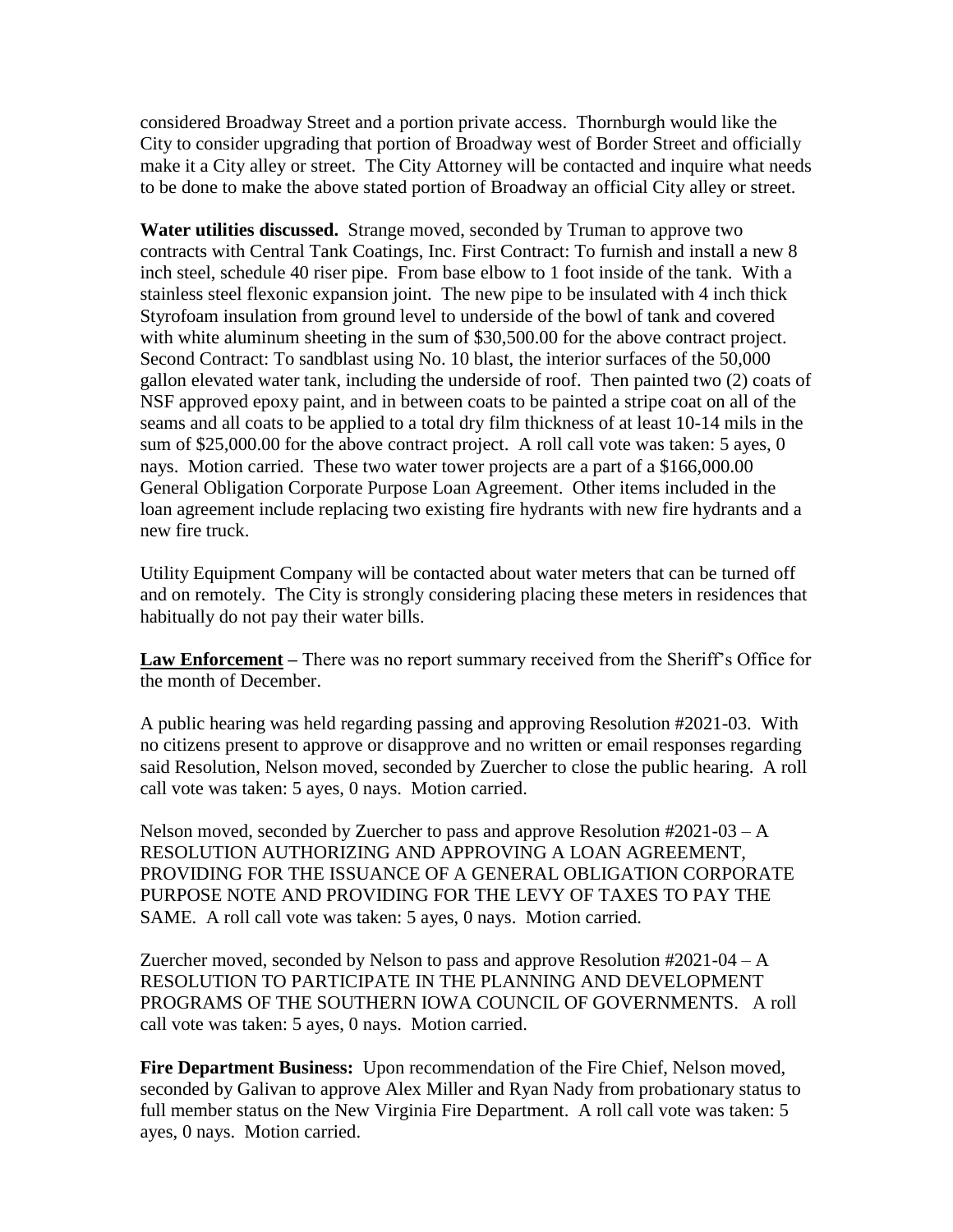considered Broadway Street and a portion private access. Thornburgh would like the City to consider upgrading that portion of Broadway west of Border Street and officially make it a City alley or street. The City Attorney will be contacted and inquire what needs to be done to make the above stated portion of Broadway an official City alley or street.

**Water utilities discussed.** Strange moved, seconded by Truman to approve two contracts with Central Tank Coatings, Inc. First Contract: To furnish and install a new 8 inch steel, schedule 40 riser pipe. From base elbow to 1 foot inside of the tank. With a stainless steel flexonic expansion joint. The new pipe to be insulated with 4 inch thick Styrofoam insulation from ground level to underside of the bowl of tank and covered with white aluminum sheeting in the sum of $30,500.00 for the above contract project. Second Contract: To sandblast using No. 10 blast, the interior surfaces of the 50,000 gallon elevated water tank, including the underside of roof. Then painted two (2) coats of NSF approved epoxy paint, and in between coats to be painted a stripe coat on all of the seams and all coats to be applied to a total dry film thickness of at least 10-14 mils in the sum of $25,000.00 for the above contract project. A roll call vote was taken: 5 ayes, 0 nays. Motion carried. These two water tower projects are a part of a $166,000.00 General Obligation Corporate Purpose Loan Agreement. Other items included in the loan agreement include replacing two existing fire hydrants with new fire hydrants and a new fire truck.

Utility Equipment Company will be contacted about water meters that can be turned off and on remotely. The City is strongly considering placing these meters in residences that habitually do not pay their water bills.

**Law Enforcement –** There was no report summary received from the Sheriff's Office for the month of December.

A public hearing was held regarding passing and approving Resolution #2021-03. With no citizens present to approve or disapprove and no written or email responses regarding said Resolution, Nelson moved, seconded by Zuercher to close the public hearing. A roll call vote was taken: 5 ayes, 0 nays. Motion carried.

Nelson moved, seconded by Zuercher to pass and approve Resolution #2021-03 – A RESOLUTION AUTHORIZING AND APPROVING A LOAN AGREEMENT, PROVIDING FOR THE ISSUANCE OF A GENERAL OBLIGATION CORPORATE PURPOSE NOTE AND PROVIDING FOR THE LEVY OF TAXES TO PAY THE SAME. A roll call vote was taken: 5 ayes, 0 nays. Motion carried.

Zuercher moved, seconded by Nelson to pass and approve Resolution #2021-04 – A RESOLUTION TO PARTICIPATE IN THE PLANNING AND DEVELOPMENT PROGRAMS OF THE SOUTHERN IOWA COUNCIL OF GOVERNMENTS. A roll call vote was taken: 5 ayes, 0 nays. Motion carried.

**Fire Department Business:** Upon recommendation of the Fire Chief, Nelson moved, seconded by Galivan to approve Alex Miller and Ryan Nady from probationary status to full member status on the New Virginia Fire Department. A roll call vote was taken: 5 ayes, 0 nays. Motion carried.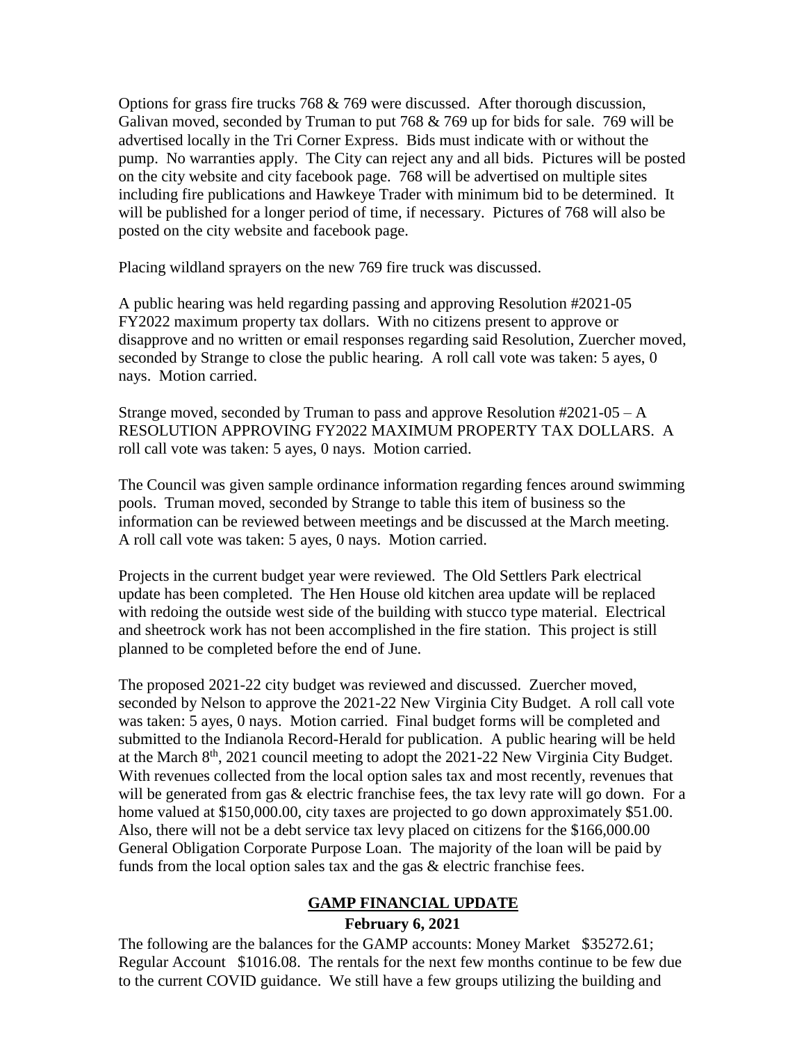Options for grass fire trucks 768 & 769 were discussed. After thorough discussion, Galivan moved, seconded by Truman to put 768 & 769 up for bids for sale. 769 will be advertised locally in the Tri Corner Express. Bids must indicate with or without the pump. No warranties apply. The City can reject any and all bids. Pictures will be posted on the city website and city facebook page. 768 will be advertised on multiple sites including fire publications and Hawkeye Trader with minimum bid to be determined. It will be published for a longer period of time, if necessary. Pictures of 768 will also be posted on the city website and facebook page.

Placing wildland sprayers on the new 769 fire truck was discussed.

A public hearing was held regarding passing and approving Resolution #2021-05 FY2022 maximum property tax dollars. With no citizens present to approve or disapprove and no written or email responses regarding said Resolution, Zuercher moved, seconded by Strange to close the public hearing. A roll call vote was taken: 5 ayes, 0 nays. Motion carried.

Strange moved, seconded by Truman to pass and approve Resolution #2021-05 – A RESOLUTION APPROVING FY2022 MAXIMUM PROPERTY TAX DOLLARS. A roll call vote was taken: 5 ayes, 0 nays. Motion carried.

The Council was given sample ordinance information regarding fences around swimming pools. Truman moved, seconded by Strange to table this item of business so the information can be reviewed between meetings and be discussed at the March meeting. A roll call vote was taken: 5 ayes, 0 nays. Motion carried.

Projects in the current budget year were reviewed. The Old Settlers Park electrical update has been completed. The Hen House old kitchen area update will be replaced with redoing the outside west side of the building with stucco type material. Electrical and sheetrock work has not been accomplished in the fire station. This project is still planned to be completed before the end of June.

The proposed 2021-22 city budget was reviewed and discussed. Zuercher moved, seconded by Nelson to approve the 2021-22 New Virginia City Budget. A roll call vote was taken: 5 ayes, 0 nays. Motion carried. Final budget forms will be completed and submitted to the Indianola Record-Herald for publication. A public hearing will be held at the March 8th, 2021 council meeting to adopt the 2021-22 New Virginia City Budget. With revenues collected from the local option sales tax and most recently, revenues that will be generated from gas & electric franchise fees, the tax levy rate will go down. For a home valued at $150,000.00, city taxes are projected to go down approximately $51.00. Also, there will not be a debt service tax levy placed on citizens for the $166,000.00 General Obligation Corporate Purpose Loan. The majority of the loan will be paid by funds from the local option sales tax and the gas & electric franchise fees.

## GAMP FINANCIAL UPDATE

**February 6, 2021**

The following are the balances for the GAMP accounts: Money Market $35272.61; Regular Account $1016.08. The rentals for the next few months continue to be few due to the current COVID guidance. We still have a few groups utilizing the building and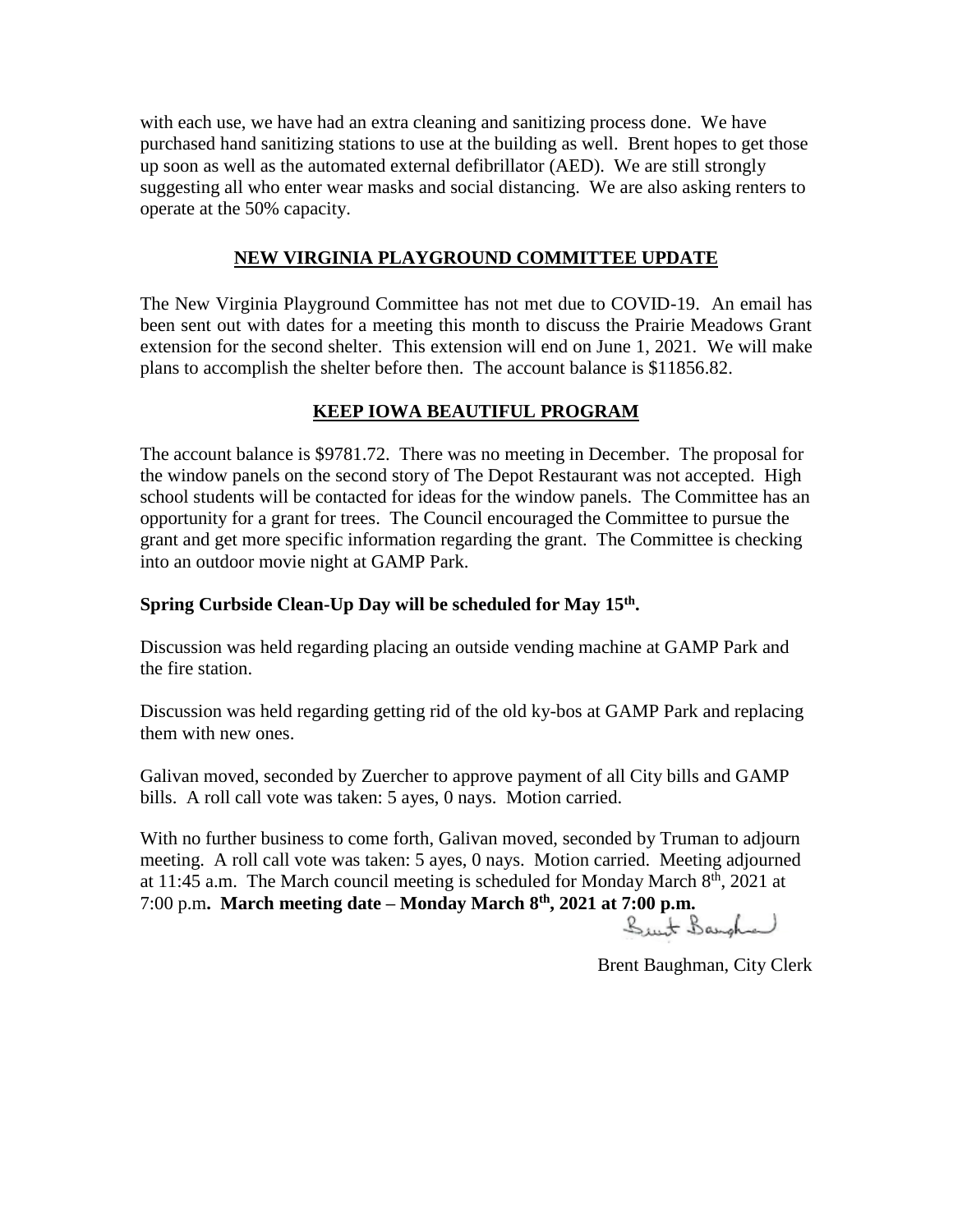with each use, we have had an extra cleaning and sanitizing process done. We have purchased hand sanitizing stations to use at the building as well. Brent hopes to get those up soon as well as the automated external defibrillator (AED). We are still strongly suggesting all who enter wear masks and social distancing. We are also asking renters to operate at the 50% capacity.

## NEW VIRGINIA PLAYGROUND COMMITTEE UPDATE

The New Virginia Playground Committee has not met due to COVID-19. An email has been sent out with dates for a meeting this month to discuss the Prairie Meadows Grant extension for the second shelter. This extension will end on June 1, 2021. We will make plans to accomplish the shelter before then. The account balance is $11856.82.

## KEEP IOWA BEAUTIFUL PROGRAM

The account balance is $9781.72. There was no meeting in December. The proposal for the window panels on the second story of The Depot Restaurant was not accepted. High school students will be contacted for ideas for the window panels. The Committee has an opportunity for a grant for trees. The Council encouraged the Committee to pursue the grant and get more specific information regarding the grant. The Committee is checking into an outdoor movie night at GAMP Park.

**Spring Curbside Clean-Up Day will be scheduled for May 15th.**

Discussion was held regarding placing an outside vending machine at GAMP Park and the fire station.

Discussion was held regarding getting rid of the old ky-bos at GAMP Park and replacing them with new ones.

Galivan moved, seconded by Zuercher to approve payment of all City bills and GAMP bills. A roll call vote was taken: 5 ayes, 0 nays. Motion carried.

With no further business to come forth, Galivan moved, seconded by Truman to adjourn meeting. A roll call vote was taken: 5 ayes, 0 nays. Motion carried. Meeting adjourned at 11:45 a.m. The March council meeting is scheduled for Monday March 8th, 2021 at 7:00 p.m**. March meeting date – Monday March 8th, 2021 at 7:00 p.m.**

Brent Baughman, City Clerk